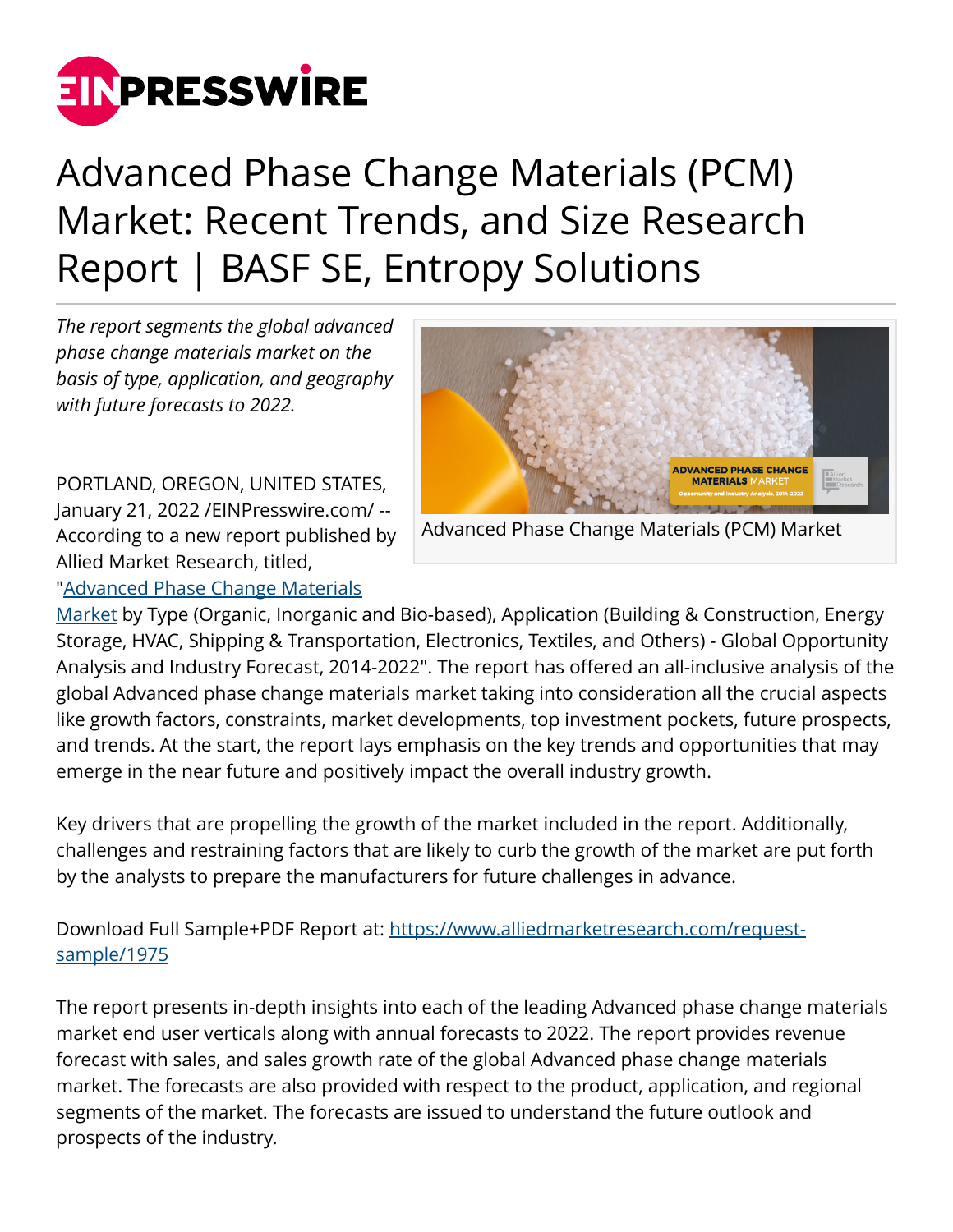# Advanced Phase Change Materials (PCM) Market: Recent Trends, and Size Research Report | BASF SE, Entropy Solutions

*The report segments the global advanced phase change materials market on the basis of type, application, and geography with future forecasts to 2022.*

Advanced Phase Change Materials (PCM) Market

PORTLAND, OREGON, UNITED STATES, January 21, 2022 /EINPresswire.com/ -- According to a new report published by Allied Market Research, titled, "[Advanced Phase Change Materials Market](https://www.alliedmarketresearch.com/) by Type (Organic, Inorganic and Bio-based), Application (Building & Construction, Energy Storage, HVAC, Shipping & Transportation, Electronics, Textiles, and Others) - Global Opportunity Analysis and Industry Forecast, 2014-2022". The report has offered an all-inclusive analysis of the global Advanced phase change materials market taking into consideration all the crucial aspects like growth factors, constraints, market developments, top investment pockets, future prospects, and trends. At the start, the report lays emphasis on the key trends and opportunities that may emerge in the near future and positively impact the overall industry growth.

Key drivers that are propelling the growth of the market included in the report. Additionally, challenges and restraining factors that are likely to curb the growth of the market are put forth by the analysts to prepare the manufacturers for future challenges in advance.

Download Full Sample+PDF Report at: [https://www.alliedmarketresearch.com/request-sample/1975](https://www.alliedmarketresearch.com/request-sample/1975)

The report presents in-depth insights into each of the leading Advanced phase change materials market end user verticals along with annual forecasts to 2022. The report provides revenue forecast with sales, and sales growth rate of the global Advanced phase change materials market. The forecasts are also provided with respect to the product, application, and regional segments of the market. The forecasts are issued to understand the future outlook and prospects of the industry.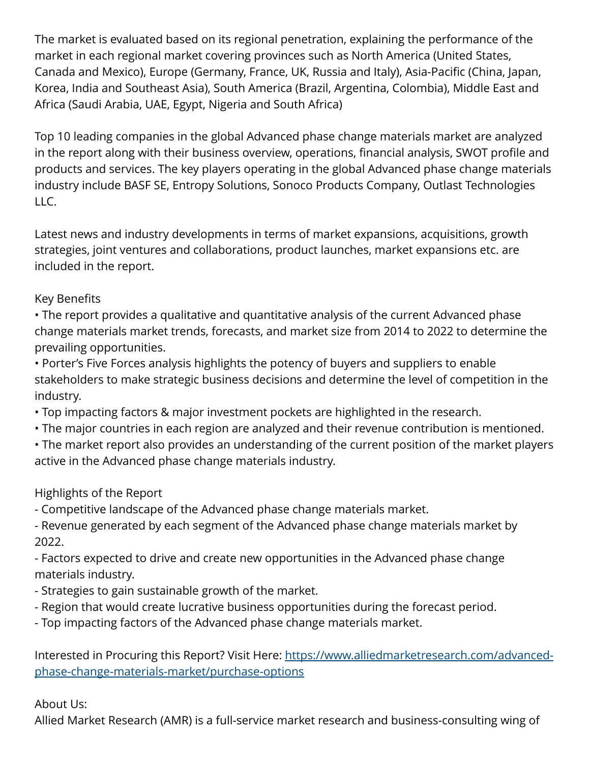The market is evaluated based on its regional penetration, explaining the performance of the market in each regional market covering provinces such as North America (United States, Canada and Mexico), Europe (Germany, France, UK, Russia and Italy), Asia-Pacific (China, Japan, Korea, India and Southeast Asia), South America (Brazil, Argentina, Colombia), Middle East and Africa (Saudi Arabia, UAE, Egypt, Nigeria and South Africa)

Top 10 leading companies in the global Advanced phase change materials market are analyzed in the report along with their business overview, operations, financial analysis, SWOT profile and products and services. The key players operating in the global Advanced phase change materials industry include BASF SE, Entropy Solutions, Sonoco Products Company, Outlast Technologies LLC.

Latest news and industry developments in terms of market expansions, acquisitions, growth strategies, joint ventures and collaborations, product launches, market expansions etc. are included in the report.

Key Benefits

• The report provides a qualitative and quantitative analysis of the current Advanced phase change materials market trends, forecasts, and market size from 2014 to 2022 to determine the prevailing opportunities.
• Porter's Five Forces analysis highlights the potency of buyers and suppliers to enable stakeholders to make strategic business decisions and determine the level of competition in the industry.
• Top impacting factors & major investment pockets are highlighted in the research.
• The major countries in each region are analyzed and their revenue contribution is mentioned.
• The market report also provides an understanding of the current position of the market players active in the Advanced phase change materials industry.

Highlights of the Report

- Competitive landscape of the Advanced phase change materials market.
- Revenue generated by each segment of the Advanced phase change materials market by 2022.
- Factors expected to drive and create new opportunities in the Advanced phase change materials industry.
- Strategies to gain sustainable growth of the market.
- Region that would create lucrative business opportunities during the forecast period.
- Top impacting factors of the Advanced phase change materials market.

Interested in Procuring this Report? Visit Here: [https://www.alliedmarketresearch.com/advanced-phase-change-materials-market/purchase-options](https://www.alliedmarketresearch.com/advanced-phase-change-materials-market/purchase-options)

About Us:

Allied Market Research (AMR) is a full-service market research and business-consulting wing of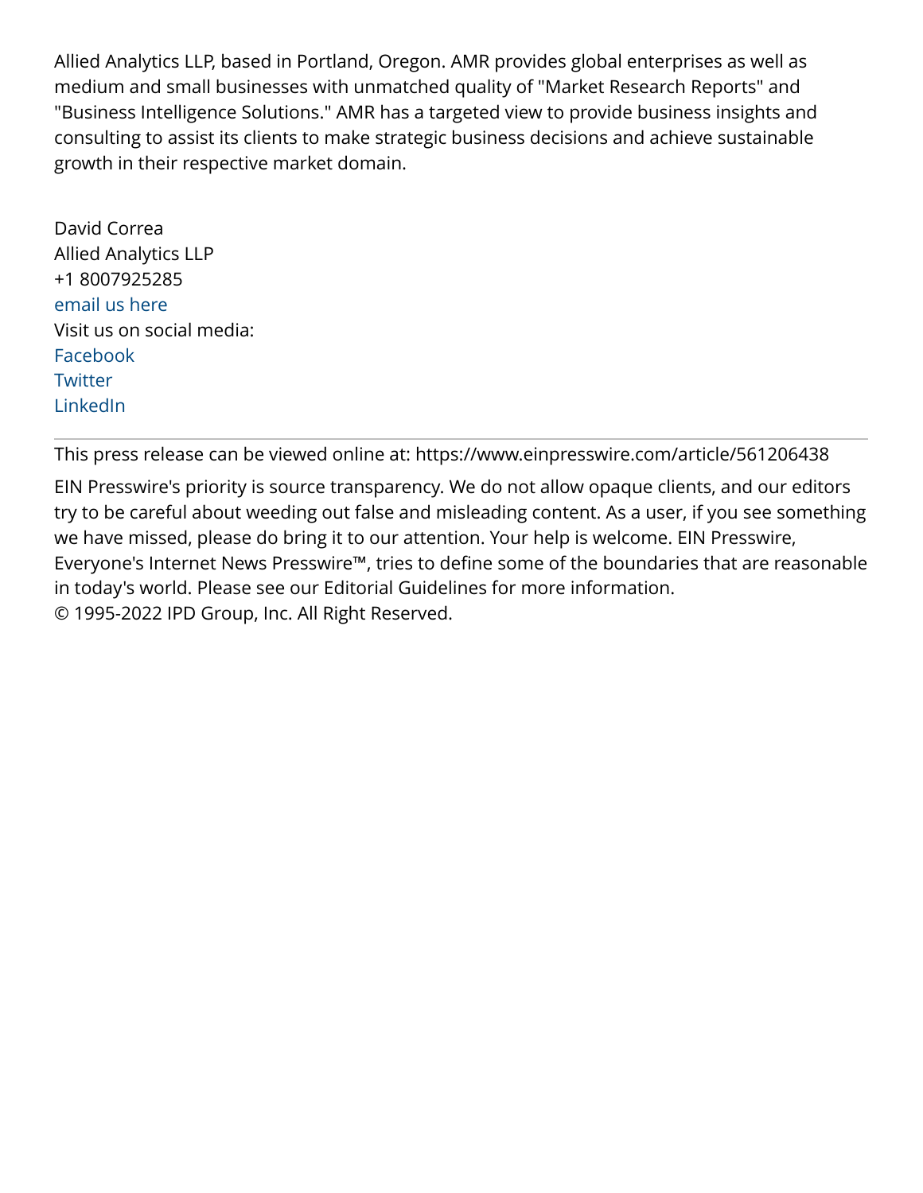Allied Analytics LLP, based in Portland, Oregon. AMR provides global enterprises as well as medium and small businesses with unmatched quality of "Market Research Reports" and "Business Intelligence Solutions." AMR has a targeted view to provide business insights and consulting to assist its clients to make strategic business decisions and achieve sustainable growth in their respective market domain.

David Correa
Allied Analytics LLP
+1 8007925285
email us here
Visit us on social media:
Facebook
Twitter
LinkedIn

---

This press release can be viewed online at: https://www.einpresswire.com/article/561206438

EIN Presswire's priority is source transparency. We do not allow opaque clients, and our editors try to be careful about weeding out false and misleading content. As a user, if you see something we have missed, please do bring it to our attention. Your help is welcome. EIN Presswire, Everyone's Internet News Presswire™, tries to define some of the boundaries that are reasonable in today's world. Please see our Editorial Guidelines for more information.
© 1995-2022 IPD Group, Inc. All Right Reserved.